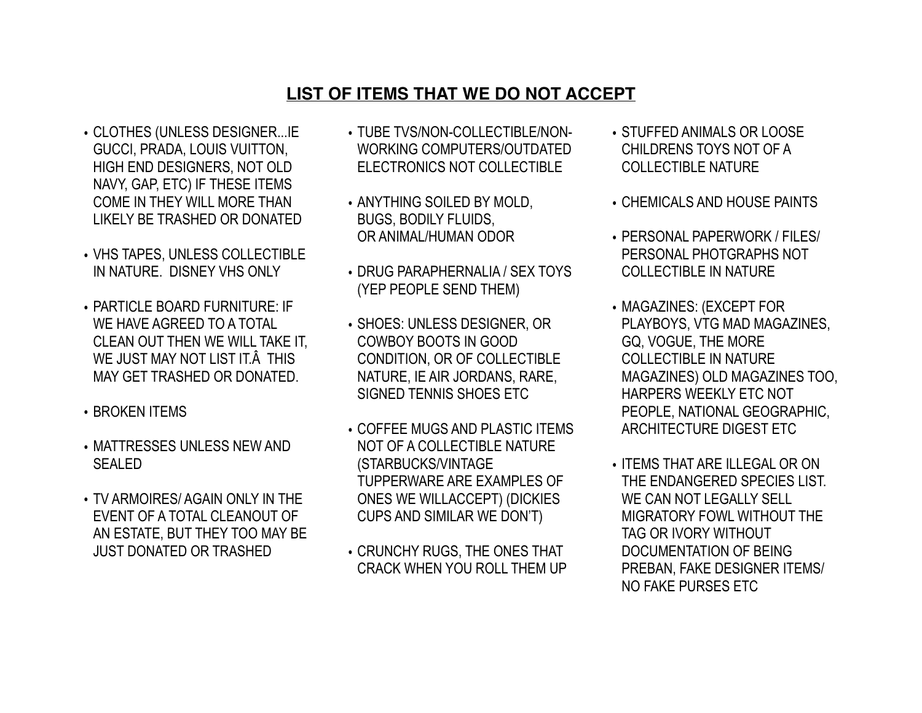## LIST OF ITEMS THAT WE DO NOT ACCEPT

- CLOTHES (UNLESS DESIGNER...IE GUCCI, PRADA, LOUIS VUITTON, HIGH END DESIGNERS, NOT OLD NAVY, GAP, ETC) IF THESE ITEMS COME IN THEY WILL MORE THAN LIKELY BE TRASHED OR DONATED
- VHS TAPES, UNLESS COLLECTIBLE IN NATURE. DISNEY VHS ONLY
- PARTICLE BOARD FURNITURE: IF WE HAVE AGREED TO A TOTAL CLEAN OUT THEN WE WILL TAKE IT, WE JUST MAY NOT LIST IT.Â THIS MAY GET TRASHED OR DONATED.
- BROKEN ITEMS
- MATTRESSES UNLESS NEW AND SEALED
- TV ARMOIRES/ AGAIN ONLY IN THE EVENT OF A TOTAL CLEANOUT OF AN ESTATE, BUT THEY TOO MAY BE JUST DONATED OR TRASHED
- TUBE TVS/NON-COLLECTIBLE/NON-WORKING COMPUTERS/OUTDATED ELECTRONICS NOT COLLECTIBLE
- ANYTHING SOILED BY MOLD, BUGS, BODILY FLUIDS, OR ANIMAL/HUMAN ODOR
- DRUG PARAPHERNALIA / SEX TOYS (YEP PEOPLE SEND THEM)
- SHOES: UNLESS DESIGNER, OR COWBOY BOOTS IN GOOD CONDITION, OR OF COLLECTIBLE NATURE, IE AIR JORDANS, RARE, SIGNED TENNIS SHOES ETC
- COFFEE MUGS AND PLASTIC ITEMS NOT OF A COLLECTIBLE NATURE (STARBUCKS/VINTAGE TUPPERWARE ARE EXAMPLES OF ONES WE WILLACCEPT) (DICKIES CUPS AND SIMILAR WE DON'T)
- CRUNCHY RUGS, THE ONES THAT CRACK WHEN YOU ROLL THEM UP
- STUFFED ANIMALS OR LOOSE CHILDRENS TOYS NOT OF A COLLECTIBLE NATURE
- CHEMICALS AND HOUSE PAINTS
- PERSONAL PAPERWORK / FILES/ PERSONAL PHOTGRAPHS NOT COLLECTIBLE IN NATURE
- MAGAZINES: (EXCEPT FOR PLAYBOYS, VTG MAD MAGAZINES, GQ, VOGUE, THE MORE COLLECTIBLE IN NATURE MAGAZINES) OLD MAGAZINES TOO, HARPERS WEEKLY ETC NOT PEOPLE, NATIONAL GEOGRAPHIC, ARCHITECTURE DIGEST ETC
- ITEMS THAT ARE ILLEGAL OR ON THE ENDANGERED SPECIES LIST. WE CAN NOT LEGALLY SELL MIGRATORY FOWL WITHOUT THE TAG OR IVORY WITHOUT DOCUMENTATION OF BEING PREBAN, FAKE DESIGNER ITEMS/ NO FAKE PURSES ETC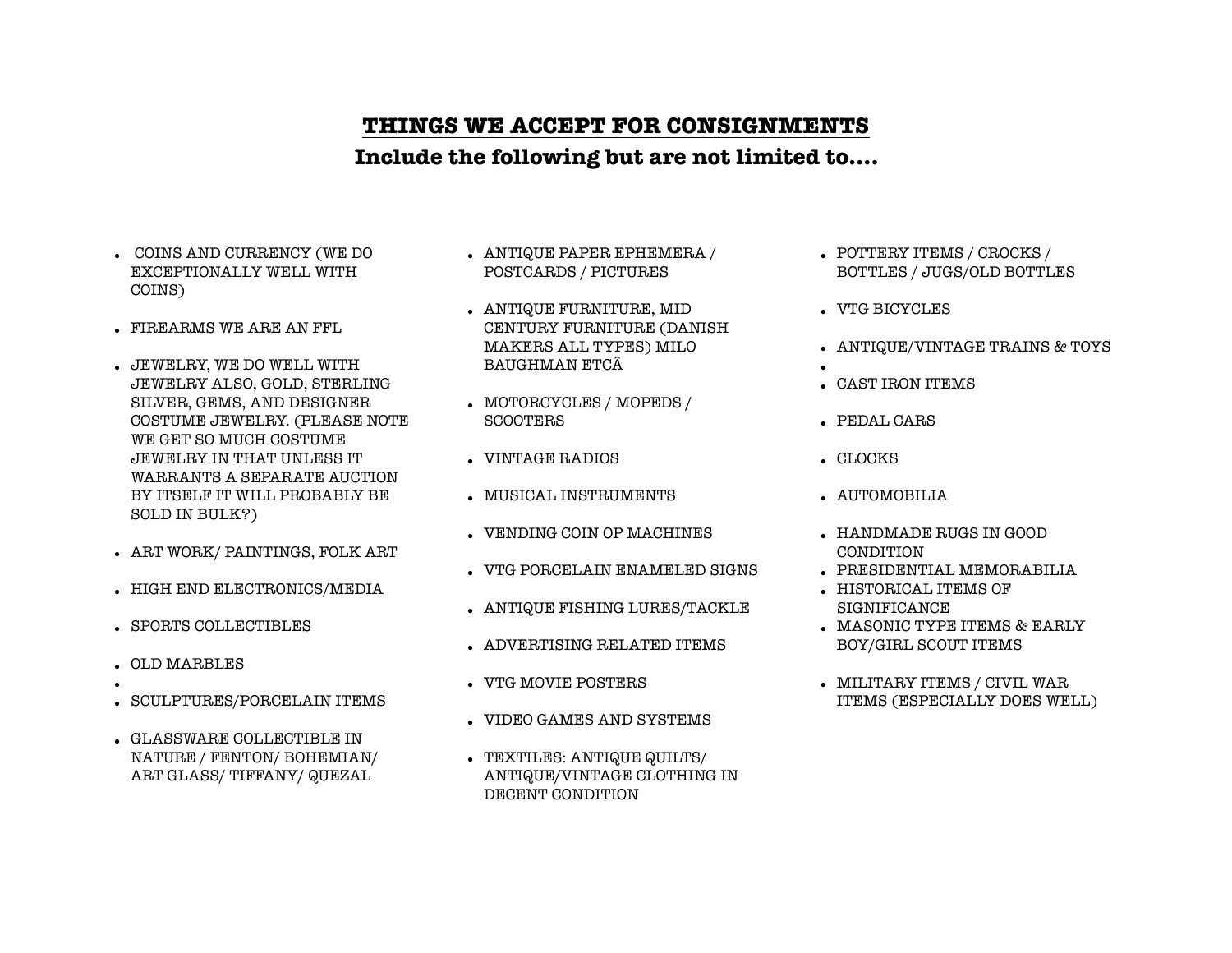## THINGS WE ACCEPT FOR CONSIGNMENTS

**Include the following but are not limited to....**

- COINS AND CURRENCY (WE DO EXCEPTIONALLY WELL WITH COINS)
- FIREARMS WE ARE AN FFL
- JEWELRY, WE DO WELL WITH JEWELRY ALSO, GOLD, STERLING SILVER, GEMS, AND DESIGNER COSTUME JEWELRY. (PLEASE NOTE WE GET SO MUCH COSTUME JEWELRY IN THAT UNLESS IT WARRANTS A SEPARATE AUCTION BY ITSELF IT WILL PROBABLY BE SOLD IN BULK?)
- ART WORK/ PAINTINGS, FOLK ART
- HIGH END ELECTRONICS/MEDIA
- SPORTS COLLECTIBLES
- OLD MARBLES
- 
- SCULPTURES/PORCELAIN ITEMS
- GLASSWARE COLLECTIBLE IN NATURE / FENTON/ BOHEMIAN/ ART GLASS/ TIFFANY/ QUEZAL
- ANTIQUE PAPER EPHEMERA / POSTCARDS / PICTURES
- ANTIQUE FURNITURE, MID CENTURY FURNITURE (DANISH MAKERS ALL TYPES) MILO BAUGHMAN ETCÂ
- MOTORCYCLES / MOPEDS / SCOOTERS
- VINTAGE RADIOS
- MUSICAL INSTRUMENTS
- VENDING COIN OP MACHINES
- VTG PORCELAIN ENAMELED SIGNS
- ANTIQUE FISHING LURES/TACKLE
- ADVERTISING RELATED ITEMS
- VTG MOVIE POSTERS
- VIDEO GAMES AND SYSTEMS
- TEXTILES: ANTIQUE QUILTS/ ANTIQUE/VINTAGE CLOTHING IN DECENT CONDITION
- POTTERY ITEMS / CROCKS / BOTTLES / JUGS/OLD BOTTLES
- VTG BICYCLES
- ANTIQUE/VINTAGE TRAINS & TOYS
- 
- CAST IRON ITEMS
- PEDAL CARS
- CLOCKS
- AUTOMOBILIA
- HANDMADE RUGS IN GOOD CONDITION
- PRESIDENTIAL MEMORABILIA
- HISTORICAL ITEMS OF SIGNIFICANCE
- MASONIC TYPE ITEMS & EARLY BOY/GIRL SCOUT ITEMS
- MILITARY ITEMS / CIVIL WAR ITEMS (ESPECIALLY DOES WELL)